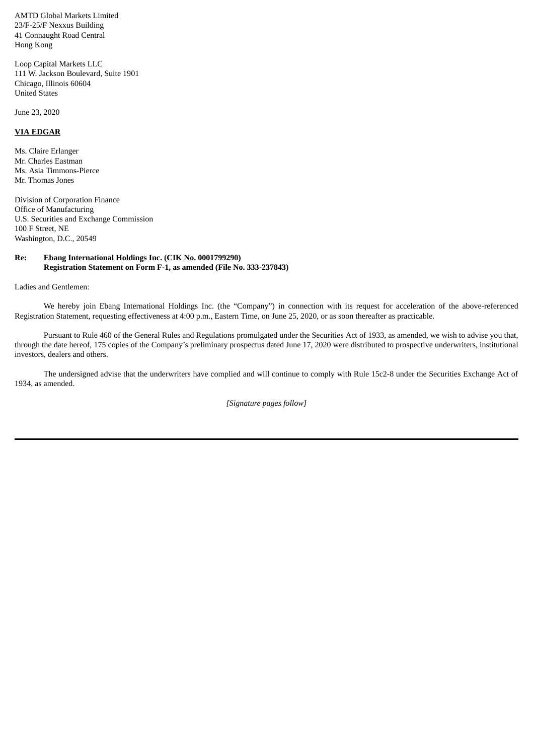AMTD Global Markets Limited
23/F-25/F Nexxus Building
41 Connaught Road Central
Hong Kong

Loop Capital Markets LLC
111 W. Jackson Boulevard, Suite 1901
Chicago, Illinois 60604
United States

June 23, 2020

**VIA EDGAR**

Ms. Claire Erlanger
Mr. Charles Eastman
Ms. Asia Timmons-Pierce
Mr. Thomas Jones

Division of Corporation Finance
Office of Manufacturing
U.S. Securities and Exchange Commission
100 F Street, NE
Washington, D.C., 20549

**Re: Ebang International Holdings Inc. (CIK No. 0001799290)**
**Registration Statement on Form F-1, as amended (File No. 333-237843)**

Ladies and Gentlemen:

We hereby join Ebang International Holdings Inc. (the "Company") in connection with its request for acceleration of the above-referenced Registration Statement, requesting effectiveness at 4:00 p.m., Eastern Time, on June 25, 2020, or as soon thereafter as practicable.

Pursuant to Rule 460 of the General Rules and Regulations promulgated under the Securities Act of 1933, as amended, we wish to advise you that, through the date hereof, 175 copies of the Company's preliminary prospectus dated June 17, 2020 were distributed to prospective underwriters, institutional investors, dealers and others.

The undersigned advise that the underwriters have complied and will continue to comply with Rule 15c2-8 under the Securities Exchange Act of 1934, as amended.

*[Signature pages follow]*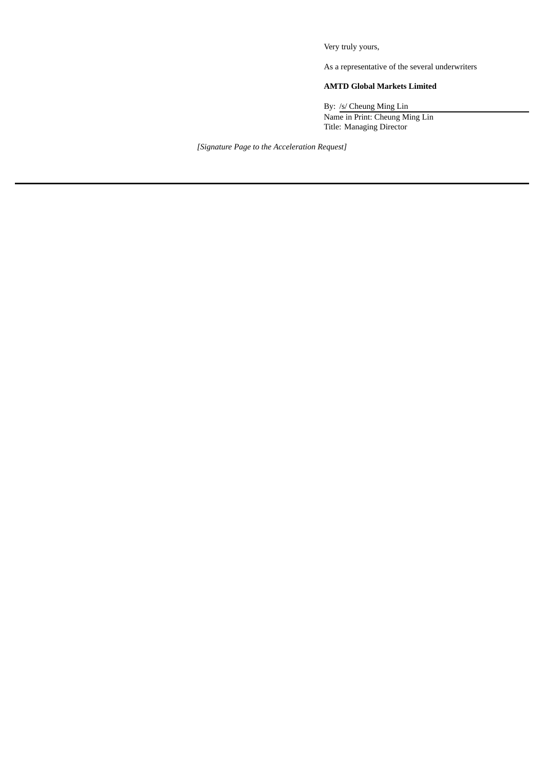Very truly yours,

As a representative of the several underwriters

**AMTD Global Markets Limited**

By: /s/ Cheung Ming Lin
Name in Print: Cheung Ming Lin
Title: Managing Director

*[Signature Page to the Acceleration Request]*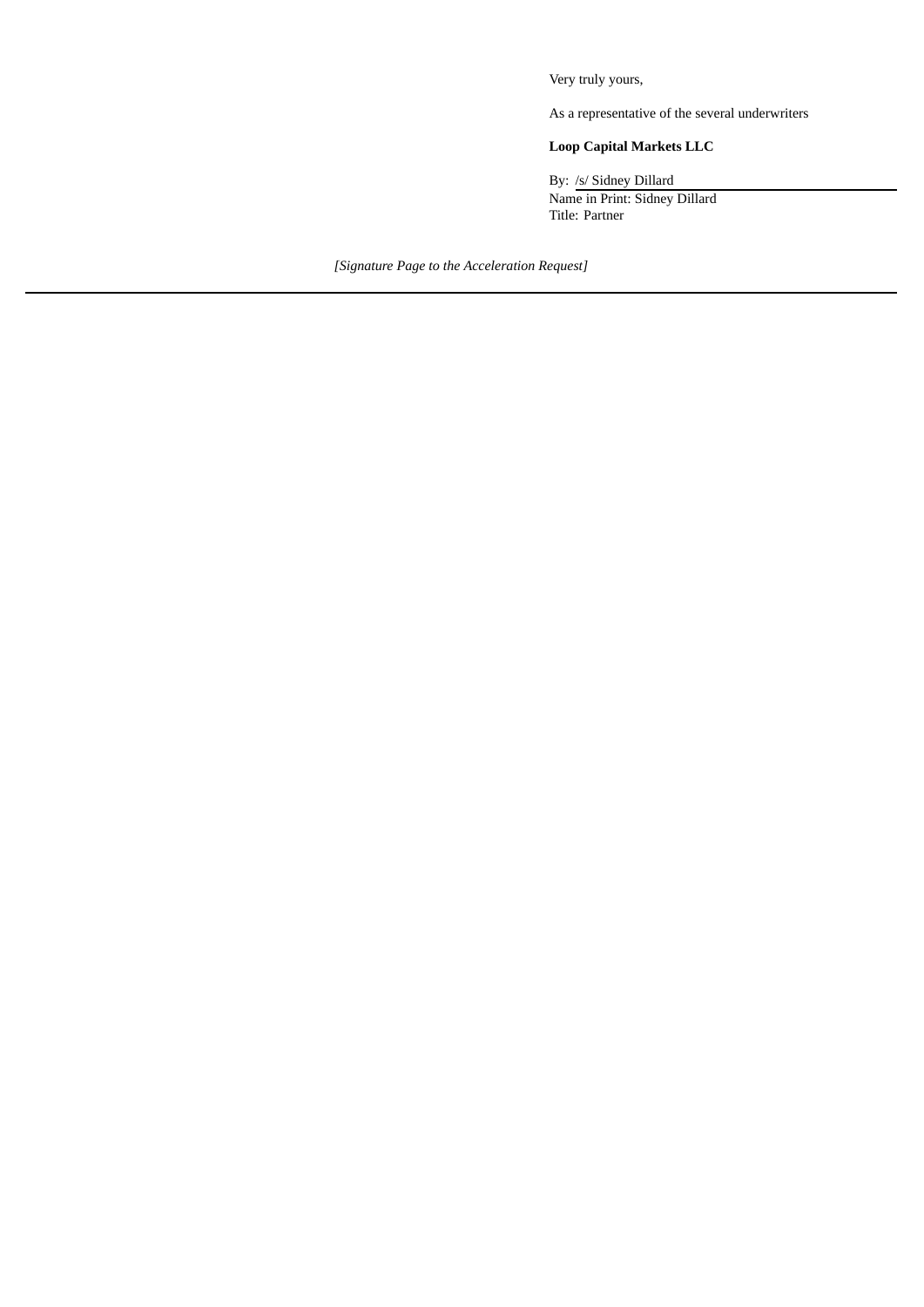Very truly yours,

As a representative of the several underwriters

**Loop Capital Markets LLC**

By: /s/ Sidney Dillard
Name in Print: Sidney Dillard
Title: Partner

*[Signature Page to the Acceleration Request]*